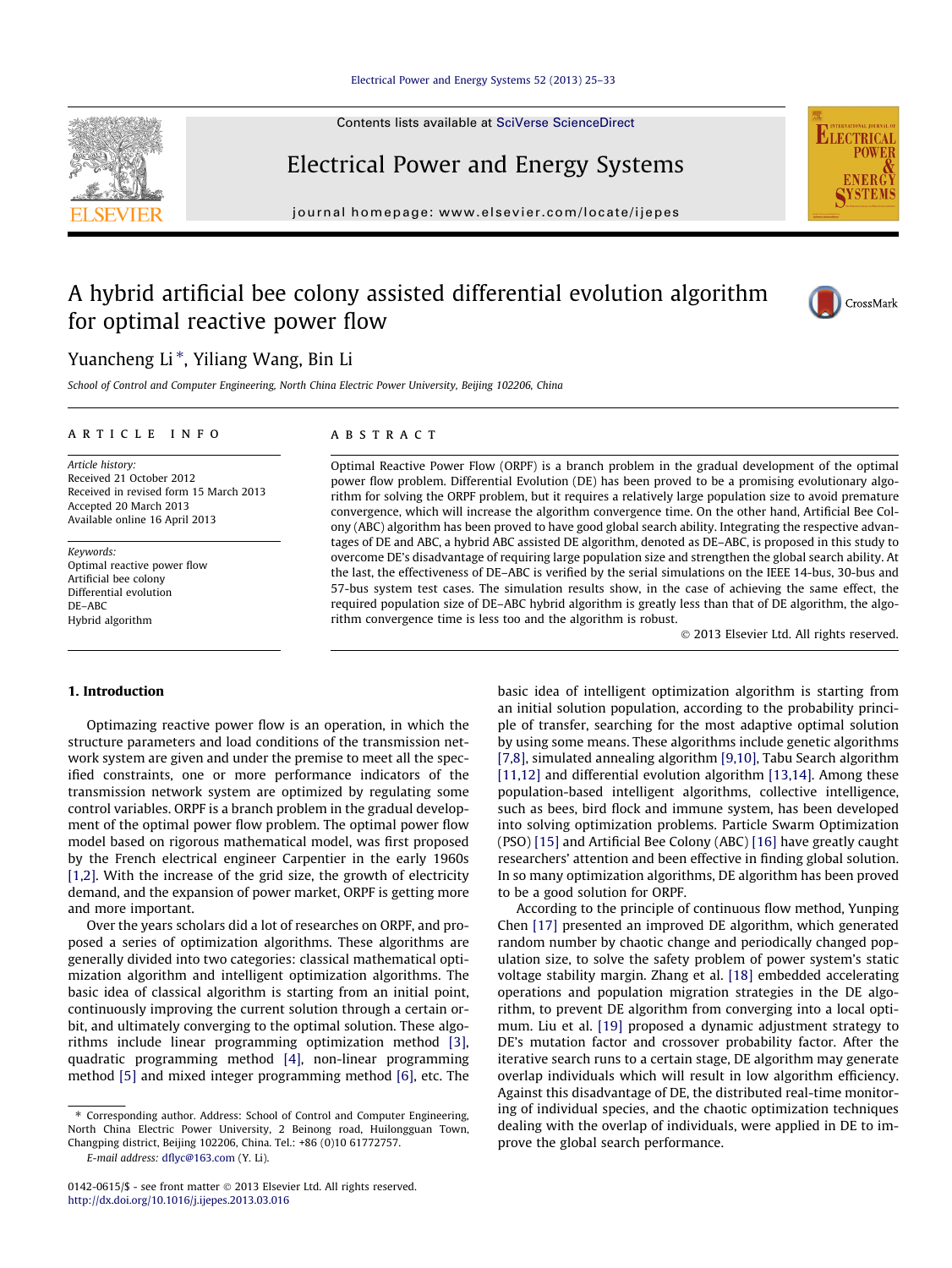# A hybrid artificial bee colony assisted differential evolution algorithm for optimal reactive power flow

Yuancheng Li *, Yiliang Wang, Bin Li

*School of Control and Computer Engineering, North China Electric Power University, Beijing 102206, China*

## ARTICLE INFO

*Article history:*
Received 21 October 2012
Received in revised form 15 March 2013
Accepted 20 March 2013
Available online 16 April 2013

*Keywords:*
Optimal reactive power flow
Artificial bee colony
Differential evolution
DE–ABC
Hybrid algorithm

## ABSTRACT

Optimal Reactive Power Flow (ORPF) is a branch problem in the gradual development of the optimal power flow problem. Differential Evolution (DE) has been proved to be a promising evolutionary algorithm for solving the ORPF problem, but it requires a relatively large population size to avoid premature convergence, which will increase the algorithm convergence time. On the other hand, Artificial Bee Colony (ABC) algorithm has been proved to have good global search ability. Integrating the respective advantages of DE and ABC, a hybrid ABC assisted DE algorithm, denoted as DE–ABC, is proposed in this study to overcome DE's disadvantage of requiring large population size and strengthen the global search ability. At the last, the effectiveness of DE–ABC is verified by the serial simulations on the IEEE 14-bus, 30-bus and 57-bus system test cases. The simulation results show, in the case of achieving the same effect, the required population size of DE–ABC hybrid algorithm is greatly less than that of DE algorithm, the algorithm convergence time is less too and the algorithm is robust.

© 2013 Elsevier Ltd. All rights reserved.

## 1. Introduction

Optimazing reactive power flow is an operation, in which the structure parameters and load conditions of the transmission network system are given and under the premise to meet all the specified constraints, one or more performance indicators of the transmission network system are optimized by regulating some control variables. ORPF is a branch problem in the gradual development of the optimal power flow problem. The optimal power flow model based on rigorous mathematical model, was first proposed by the French electrical engineer Carpentier in the early 1960s [1,2]. With the increase of the grid size, the growth of electricity demand, and the expansion of power market, ORPF is getting more and more important.

Over the years scholars did a lot of researches on ORPF, and proposed a series of optimization algorithms. These algorithms are generally divided into two categories: classical mathematical optimization algorithm and intelligent optimization algorithms. The basic idea of classical algorithm is starting from an initial point, continuously improving the current solution through a certain orbit, and ultimately converging to the optimal solution. These algorithms include linear programming optimization method [3], quadratic programming method [4], non-linear programming method [5] and mixed integer programming method [6], etc. The basic idea of intelligent optimization algorithm is starting from an initial solution population, according to the probability principle of transfer, searching for the most adaptive optimal solution by using some means. These algorithms include genetic algorithms [7,8], simulated annealing algorithm [9,10], Tabu Search algorithm [11,12] and differential evolution algorithm [13,14]. Among these population-based intelligent algorithms, collective intelligence, such as bees, bird flock and immune system, has been developed into solving optimization problems. Particle Swarm Optimization (PSO) [15] and Artificial Bee Colony (ABC) [16] have greatly caught researchers' attention and been effective in finding global solution. In so many optimization algorithms, DE algorithm has been proved to be a good solution for ORPF.

According to the principle of continuous flow method, Yunping Chen [17] presented an improved DE algorithm, which generated random number by chaotic change and periodically changed population size, to solve the safety problem of power system's static voltage stability margin. Zhang et al. [18] embedded accelerating operations and population migration strategies in the DE algorithm, to prevent DE algorithm from converging into a local optimum. Liu et al. [19] proposed a dynamic adjustment strategy to DE's mutation factor and crossover probability factor. After the iterative search runs to a certain stage, DE algorithm may generate overlap individuals which will result in low algorithm efficiency. Against this disadvantage of DE, the distributed real-time monitoring of individual species, and the chaotic optimization techniques dealing with the overlap of individuals, were applied in DE to improve the global search performance.

* Corresponding author. Address: School of Control and Computer Engineering, North China Electric Power University, 2 Beinong road, Huilongguan Town, Changping district, Beijing 102206, China. Tel.: +86 (0)10 61772757.
E-mail address: dflyc@163.com (Y. Li).

0142-0615/$ - see front matter © 2013 Elsevier Ltd. All rights reserved.
http://dx.doi.org/10.1016/j.ijepes.2013.03.016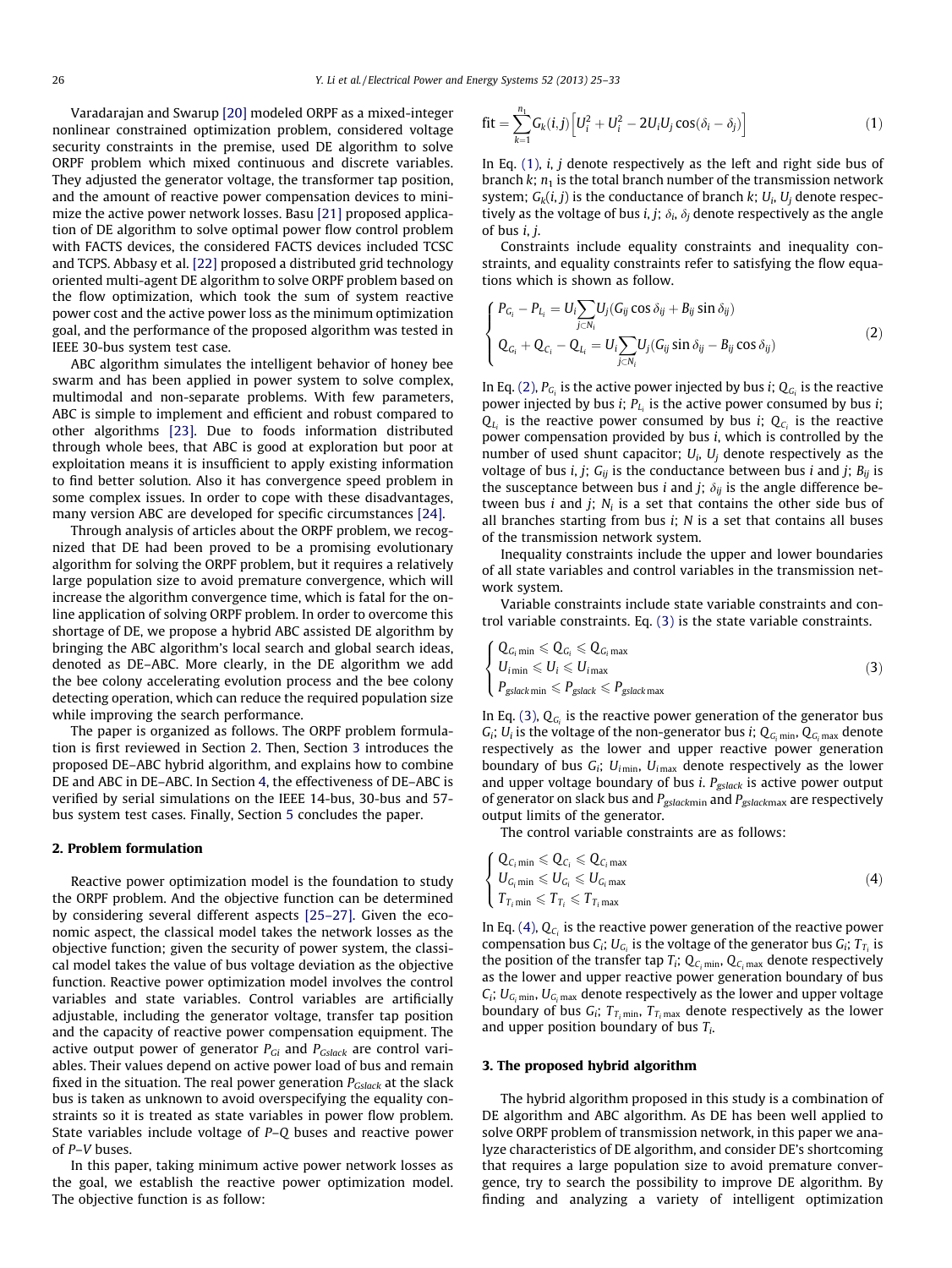Varadarajan and Swarup [20] modeled ORPF as a mixed-integer nonlinear constrained optimization problem, considered voltage security constraints in the premise, used DE algorithm to solve ORPF problem which mixed continuous and discrete variables. They adjusted the generator voltage, the transformer tap position, and the amount of reactive power compensation devices to minimize the active power network losses. Basu [21] proposed application of DE algorithm to solve optimal power flow control problem with FACTS devices, the considered FACTS devices included TCSC and TCPS. Abbasy et al. [22] proposed a distributed grid technology oriented multi-agent DE algorithm to solve ORPF problem based on the flow optimization, which took the sum of system reactive power cost and the active power loss as the minimum optimization goal, and the performance of the proposed algorithm was tested in IEEE 30-bus system test case.

ABC algorithm simulates the intelligent behavior of honey bee swarm and has been applied in power system to solve complex, multimodal and non-separate problems. With few parameters, ABC is simple to implement and efficient and robust compared to other algorithms [23]. Due to foods information distributed through whole bees, that ABC is good at exploration but poor at exploitation means it is insufficient to apply existing information to find better solution. Also it has convergence speed problem in some complex issues. In order to cope with these disadvantages, many version ABC are developed for specific circumstances [24].

Through analysis of articles about the ORPF problem, we recognized that DE had been proved to be a promising evolutionary algorithm for solving the ORPF problem, but it requires a relatively large population size to avoid premature convergence, which will increase the algorithm convergence time, which is fatal for the online application of solving ORPF problem. In order to overcome this shortage of DE, we propose a hybrid ABC assisted DE algorithm by bringing the ABC algorithm's local search and global search ideas, denoted as DE–ABC. More clearly, in the DE algorithm we add the bee colony accelerating evolution process and the bee colony detecting operation, which can reduce the required population size while improving the search performance.

The paper is organized as follows. The ORPF problem formulation is first reviewed in Section 2. Then, Section 3 introduces the proposed DE–ABC hybrid algorithm, and explains how to combine DE and ABC in DE–ABC. In Section 4, the effectiveness of DE–ABC is verified by serial simulations on the IEEE 14-bus, 30-bus and 57-bus system test cases. Finally, Section 5 concludes the paper.

## 2. Problem formulation

Reactive power optimization model is the foundation to study the ORPF problem. And the objective function can be determined by considering several different aspects [25–27]. Given the economic aspect, the classical model takes the network losses as the objective function; given the security of power system, the classical model takes the value of bus voltage deviation as the objective function. Reactive power optimization model involves the control variables and state variables. Control variables are artificially adjustable, including the generator voltage, transfer tap position and the capacity of reactive power compensation equipment. The active output power of generator $P_{Gi}$ and $P_{Gslack}$ are control variables. Their values depend on active power load of bus and remain fixed in the situation. The real power generation $P_{Gslack}$ at the slack bus is taken as unknown to avoid overspecifying the equality constraints so it is treated as state variables in power flow problem. State variables include voltage of $P$–$Q$ buses and reactive power of $P$–$V$ buses.

In this paper, taking minimum active power network losses as the goal, we establish the reactive power optimization model. The objective function is as follow:

$$\text{fit} = \sum_{k=1}^{n_1} G_k(i,j)\left[U_i^2 + U_i^2 - 2U_iU_j\cos(\delta_i - \delta_j)\right] \tag{1}$$

In Eq. (1), $i$, $j$ denote respectively as the left and right side bus of branch $k$; $n_1$ is the total branch number of the transmission network system; $G_k(i,j)$ is the conductance of branch $k$; $U_i$, $U_j$ denote respectively as the voltage of bus $i$, $j$; $\delta_i$, $\delta_j$ denote respectively as the angle of bus $i$, $j$.

Constraints include equality constraints and inequality constraints, and equality constraints refer to satisfying the flow equations which is shown as follow.

$$\begin{cases} P_{G_i} - P_{L_i} = U_i \sum\limits_{j\subset N_i} U_j(G_{ij}\cos\delta_{ij} + B_{ij}\sin\delta_{ij}) \\ Q_{G_i} + Q_{C_i} - Q_{L_i} = U_i \sum\limits_{j\subset N_i} U_j(G_{ij}\sin\delta_{ij} - B_{ij}\cos\delta_{ij}) \end{cases} \tag{2}$$

In Eq. (2), $P_{G_i}$ is the active power injected by bus $i$; $Q_{G_i}$ is the reactive power injected by bus $i$; $P_{L_i}$ is the active power consumed by bus $i$; $Q_{L_i}$ is the reactive power consumed by bus $i$; $Q_{C_i}$ is the reactive power compensation provided by bus $i$, which is controlled by the number of used shunt capacitor; $U_i$, $U_j$ denote respectively as the voltage of bus $i$, $j$; $G_{ij}$ is the conductance between bus $i$ and $j$; $B_{ij}$ is the susceptance between bus $i$ and $j$; $\delta_{ij}$ is the angle difference between bus $i$ and $j$; $N_i$ is a set that contains the other side bus of all branches starting from bus $i$; $N$ is a set that contains all buses of the transmission network system.

Inequality constraints include the upper and lower boundaries of all state variables and control variables in the transmission network system.

Variable constraints include state variable constraints and control variable constraints. Eq. (3) is the state variable constraints.

$$\begin{cases} Q_{G_i\min} \leqslant Q_{G_i} \leqslant Q_{G_i\max} \\ U_{i\min} \leqslant U_i \leqslant U_{i\max} \\ P_{gslack\min} \leqslant P_{gslack} \leqslant P_{gslack\max} \end{cases} \tag{3}$$

In Eq. (3), $Q_{G_i}$ is the reactive power generation of the generator bus $G_i$; $U_i$ is the voltage of the non-generator bus $i$; $Q_{G_i\min}$, $Q_{G_i\max}$ denote respectively as the lower and upper reactive power generation boundary of bus $G_i$; $U_{i\min}$, $U_{i\max}$ denote respectively as the lower and upper voltage boundary of bus $i$. $P_{gslack}$ is active power output of generator on slack bus and $P_{gslack\min}$ and $P_{gslack\max}$ are respectively output limits of the generator.

The control variable constraints are as follows:

$$\begin{cases} Q_{C_i\min} \leqslant Q_{C_i} \leqslant Q_{C_i\max} \\ U_{G_i\min} \leqslant U_{G_i} \leqslant U_{G_i\max} \\ T_{T_i\min} \leqslant T_{T_i} \leqslant T_{T_i\max} \end{cases} \tag{4}$$

In Eq. (4), $Q_{C_i}$ is the reactive power generation of the reactive power compensation bus $C_i$; $U_{G_i}$ is the voltage of the generator bus $G_i$; $T_{T_i}$ is the position of the transfer tap $T_i$; $Q_{C_i\min}$, $Q_{C_i\max}$ denote respectively as the lower and upper reactive power generation boundary of bus $C_i$; $U_{G_i\min}$, $U_{G_i\max}$ denote respectively as the lower and upper voltage boundary of bus $G_i$; $T_{T_i\min}$, $T_{T_i\max}$ denote respectively as the lower and upper position boundary of bus $T_i$.

## 3. The proposed hybrid algorithm

The hybrid algorithm proposed in this study is a combination of DE algorithm and ABC algorithm. As DE has been well applied to solve ORPF problem of transmission network, in this paper we analyze characteristics of DE algorithm, and consider DE's shortcoming that requires a large population size to avoid premature convergence, try to search the possibility to improve DE algorithm. By finding and analyzing a variety of intelligent optimization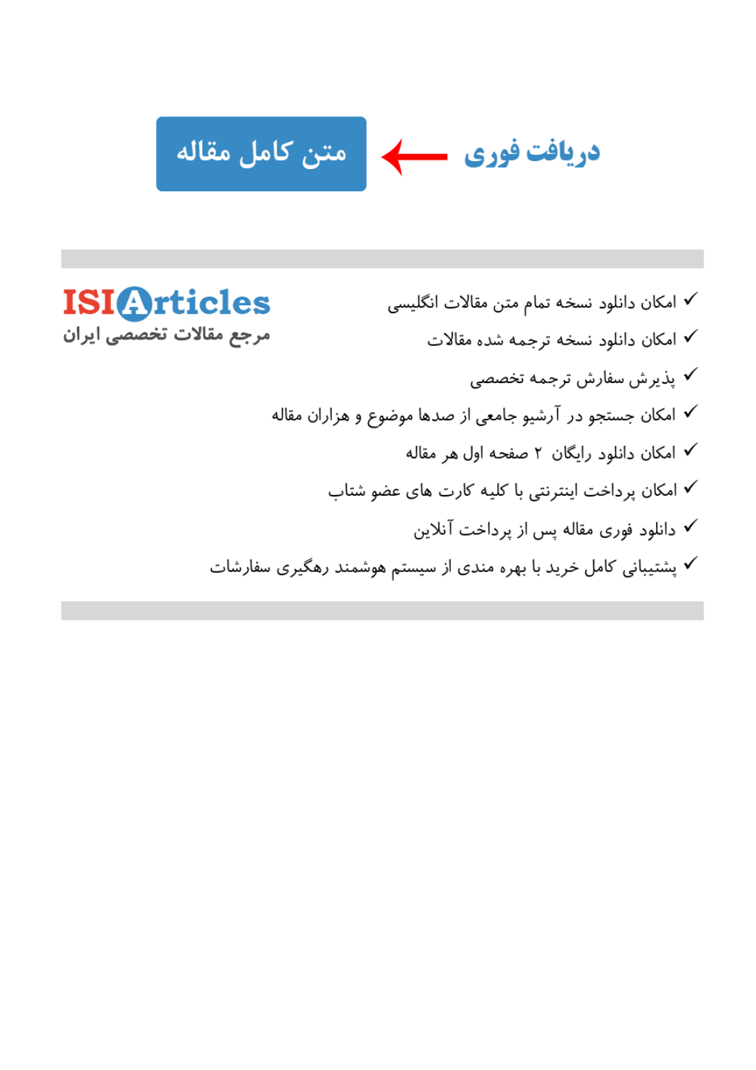دریافت فوری ← متن کامل مقاله

ISIArticles
مرجع مقالات تخصصی ایران

- ✓ امکان دانلود نسخه تمام متن مقالات انگلیسی
- ✓ امکان دانلود نسخه ترجمه شده مقالات
- ✓ پذیرش سفارش ترجمه تخصصی
- ✓ امکان جستجو در آرشیو جامعی از صدها موضوع و هزاران مقاله
- ✓ امکان دانلود رایگان ۲ صفحه اول هر مقاله
- ✓ امکان پرداخت اینترنتی با کلیه کارت های عضو شتاب
- ✓ دانلود فوری مقاله پس از پرداخت آنلاین
- ✓ پشتیبانی کامل خرید با بهره مندی از سیستم هوشمند رهگیری سفارشات